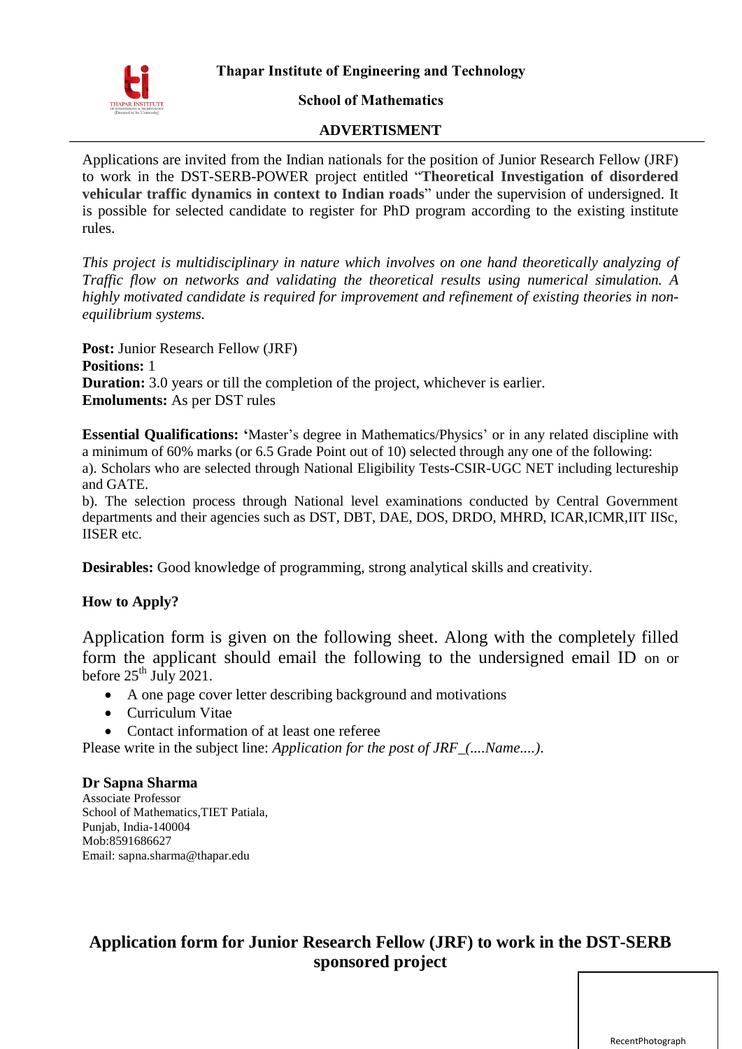**Thapar Institute of Engineering and Technology**

**School of Mathematics**

**ADVERTISMENT**

Applications are invited from the Indian nationals for the position of Junior Research Fellow (JRF) to work in the DST-SERB-POWER project entitled "**Theoretical Investigation of disordered vehicular traffic dynamics in context to Indian roads**" under the supervision of undersigned. It is possible for selected candidate to register for PhD program according to the existing institute rules.

*This project is multidisciplinary in nature which involves on one hand theoretically analyzing of Traffic flow on networks and validating the theoretical results using numerical simulation. A highly motivated candidate is required for improvement and refinement of existing theories in non-equilibrium systems.*

**Post:** Junior Research Fellow (JRF)
**Positions:** 1
**Duration:** 3.0 years or till the completion of the project, whichever is earlier.
**Emoluments:** As per DST rules

**Essential Qualifications: '**Master's degree in Mathematics/Physics' or in any related discipline with a minimum of 60% marks (or 6.5 Grade Point out of 10) selected through any one of the following:
a). Scholars who are selected through National Eligibility Tests-CSIR-UGC NET including lectureship and GATE.
b). The selection process through National level examinations conducted by Central Government departments and their agencies such as DST, DBT, DAE, DOS, DRDO, MHRD, ICAR,ICMR,IIT IISc, IISER etc.

**Desirables:** Good knowledge of programming, strong analytical skills and creativity.

**How to Apply?**

Application form is given on the following sheet. Along with the completely filled form the applicant should email the following to the undersigned email ID on or before 25th July 2021.

- A one page cover letter describing background and motivations
- Curriculum Vitae
- Contact information of at least one referee

Please write in the subject line: *Application for the post of JRF_(....Name....).*

**Dr Sapna Sharma**
Associate Professor
School of Mathematics,TIET Patiala,
Punjab, India-140004
Mob:8591686627
Email: sapna.sharma@thapar.edu

## Application form for Junior Research Fellow (JRF) to work in the DST-SERB sponsored project

RecentPhotograph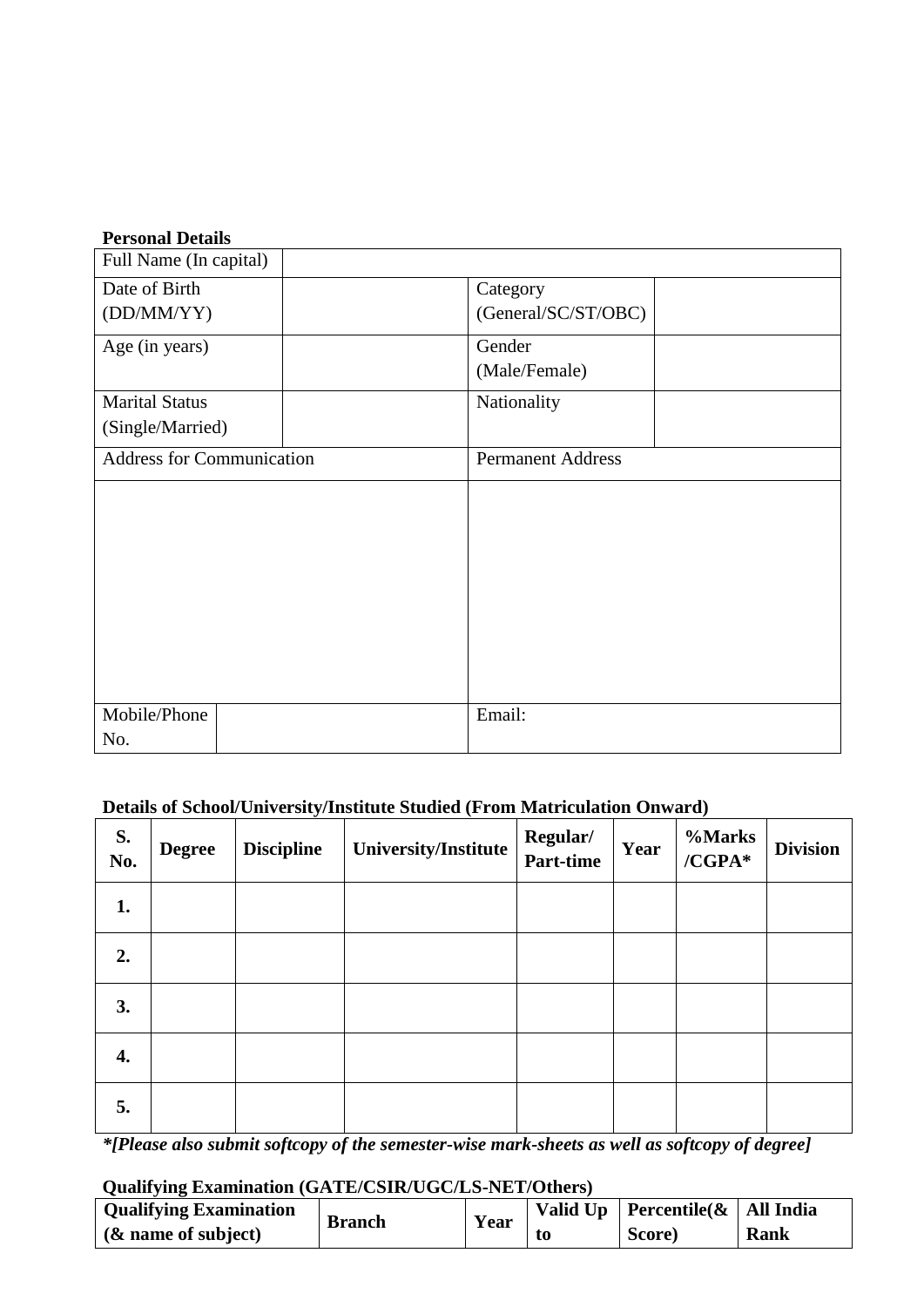**Personal Details**

| Full Name (In capital) | | | |
|---|---|---|---|
| Date of Birth (DD/MM/YY) | | Category (General/SC/ST/OBC) | |
| Age (in years) | | Gender (Male/Female) | |
| Marital Status (Single/Married) | | Nationality | |
| Address for Communication | | Permanent Address | |
| | | | |
| Mobile/Phone No. | | Email: | |

**Details of School/University/Institute Studied (From Matriculation Onward)**

| S. No. | Degree | Discipline | University/Institute | Regular/ Part-time | Year | %Marks /CGPA* | Division |
|---|---|---|---|---|---|---|---|
| 1. | | | | | | | |
| 2. | | | | | | | |
| 3. | | | | | | | |
| 4. | | | | | | | |
| 5. | | | | | | | |

***[Please also submit softcopy of the semester-wise mark-sheets as well as softcopy of degree]***

**Qualifying Examination (GATE/CSIR/UGC/LS-NET/Others)**

| Qualifying Examination (& name of subject) | Branch | Year | Valid Up to | Percentile(& Score) | All India Rank |
|---|---|---|---|---|---|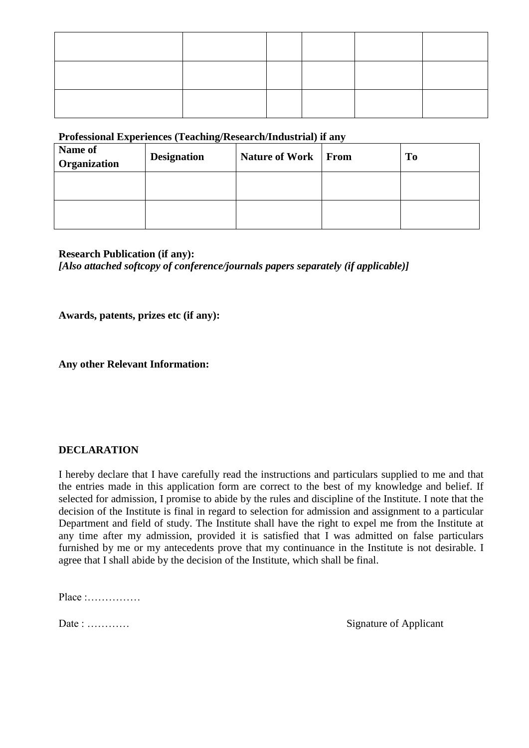| | | | | | |
|---|---|---|---|---|---|
| | | | | | |
| | | | | | |
| | | | | | |

**Professional Experiences (Teaching/Research/Industrial) if any**

| Name of Organization | Designation | Nature of Work | From | To |
|---|---|---|---|---|
| | | | | |
| | | | | |

**Research Publication (if any):**
***[Also attached softcopy of conference/journals papers separately (if applicable)]***

**Awards, patents, prizes etc (if any):**

**Any other Relevant Information:**

**DECLARATION**

I hereby declare that I have carefully read the instructions and particulars supplied to me and that the entries made in this application form are correct to the best of my knowledge and belief. If selected for admission, I promise to abide by the rules and discipline of the Institute. I note that the decision of the Institute is final in regard to selection for admission and assignment to a particular Department and field of study. The Institute shall have the right to expel me from the Institute at any time after my admission, provided it is satisfied that I was admitted on false particulars furnished by me or my antecedents prove that my continuance in the Institute is not desirable. I agree that I shall abide by the decision of the Institute, which shall be final.

Place :……………

Date : …………

Signature of Applicant